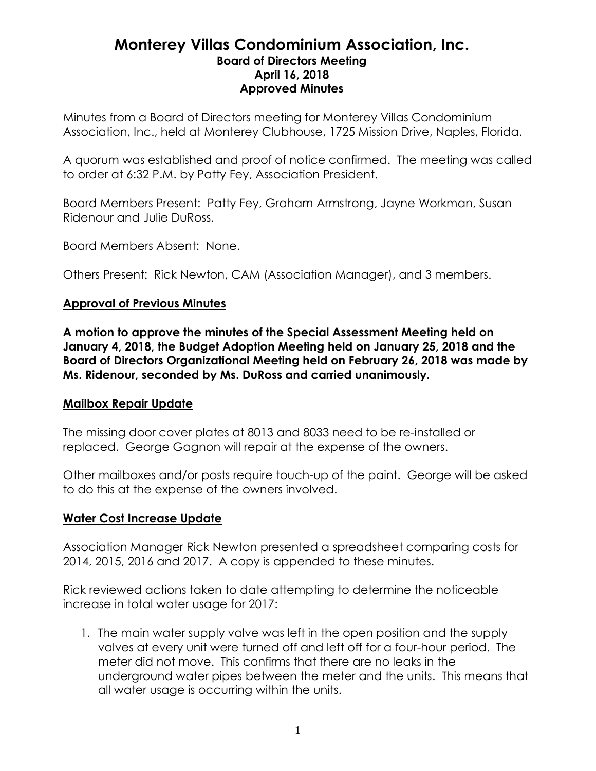# Monterey Villas Condominium Association, Inc.

**Board of Directors Meeting**
**April 16, 2018**
**Approved Minutes**

Minutes from a Board of Directors meeting for Monterey Villas Condominium Association, Inc., held at Monterey Clubhouse, 1725 Mission Drive, Naples, Florida.

A quorum was established and proof of notice confirmed. The meeting was called to order at 6:32 P.M. by Patty Fey, Association President.

Board Members Present: Patty Fey, Graham Armstrong, Jayne Workman, Susan Ridenour and Julie DuRoss.

Board Members Absent: None.

Others Present: Rick Newton, CAM (Association Manager), and 3 members.

## Approval of Previous Minutes

**A motion to approve the minutes of the Special Assessment Meeting held on January 4, 2018, the Budget Adoption Meeting held on January 25, 2018 and the Board of Directors Organizational Meeting held on February 26, 2018 was made by Ms. Ridenour, seconded by Ms. DuRoss and carried unanimously.**

## Mailbox Repair Update

The missing door cover plates at 8013 and 8033 need to be re-installed or replaced. George Gagnon will repair at the expense of the owners.

Other mailboxes and/or posts require touch-up of the paint. George will be asked to do this at the expense of the owners involved.

## Water Cost Increase Update

Association Manager Rick Newton presented a spreadsheet comparing costs for 2014, 2015, 2016 and 2017. A copy is appended to these minutes.

Rick reviewed actions taken to date attempting to determine the noticeable increase in total water usage for 2017:

1. The main water supply valve was left in the open position and the supply valves at every unit were turned off and left off for a four-hour period. The meter did not move. This confirms that there are no leaks in the underground water pipes between the meter and the units. This means that all water usage is occurring within the units.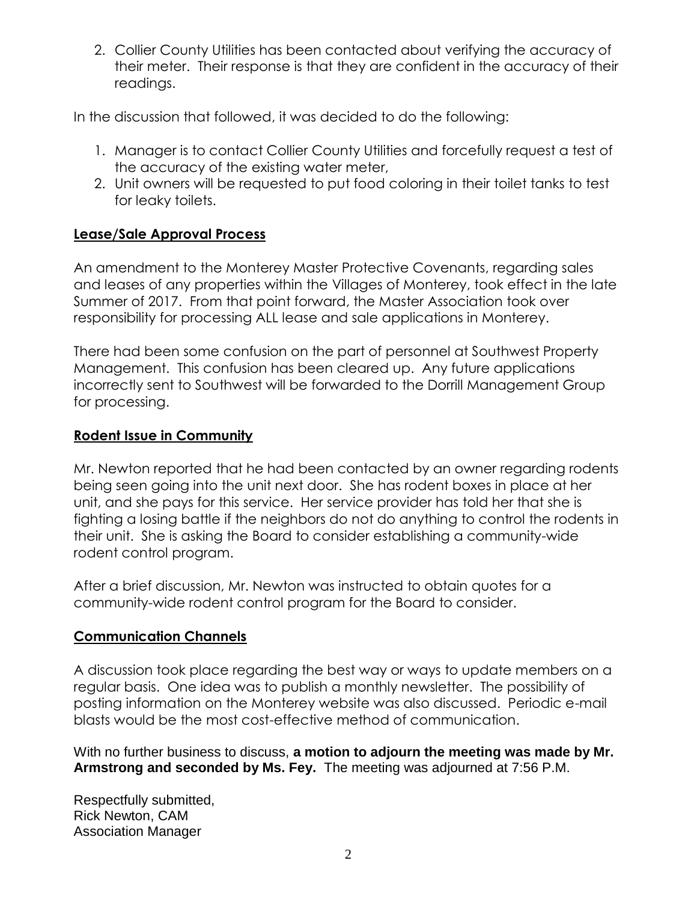2. Collier County Utilities has been contacted about verifying the accuracy of their meter. Their response is that they are confident in the accuracy of their readings.

In the discussion that followed, it was decided to do the following:

1. Manager is to contact Collier County Utilities and forcefully request a test of the accuracy of the existing water meter,
2. Unit owners will be requested to put food coloring in their toilet tanks to test for leaky toilets.

## Lease/Sale Approval Process

An amendment to the Monterey Master Protective Covenants, regarding sales and leases of any properties within the Villages of Monterey, took effect in the late Summer of 2017. From that point forward, the Master Association took over responsibility for processing ALL lease and sale applications in Monterey.

There had been some confusion on the part of personnel at Southwest Property Management. This confusion has been cleared up. Any future applications incorrectly sent to Southwest will be forwarded to the Dorrill Management Group for processing.

## Rodent Issue in Community

Mr. Newton reported that he had been contacted by an owner regarding rodents being seen going into the unit next door. She has rodent boxes in place at her unit, and she pays for this service. Her service provider has told her that she is fighting a losing battle if the neighbors do not do anything to control the rodents in their unit. She is asking the Board to consider establishing a community-wide rodent control program.

After a brief discussion, Mr. Newton was instructed to obtain quotes for a community-wide rodent control program for the Board to consider.

## Communication Channels

A discussion took place regarding the best way or ways to update members on a regular basis. One idea was to publish a monthly newsletter. The possibility of posting information on the Monterey website was also discussed. Periodic e-mail blasts would be the most cost-effective method of communication.

With no further business to discuss, **a motion to adjourn the meeting was made by Mr. Armstrong and seconded by Ms. Fey.** The meeting was adjourned at 7:56 P.M.

Respectfully submitted,
Rick Newton, CAM
Association Manager